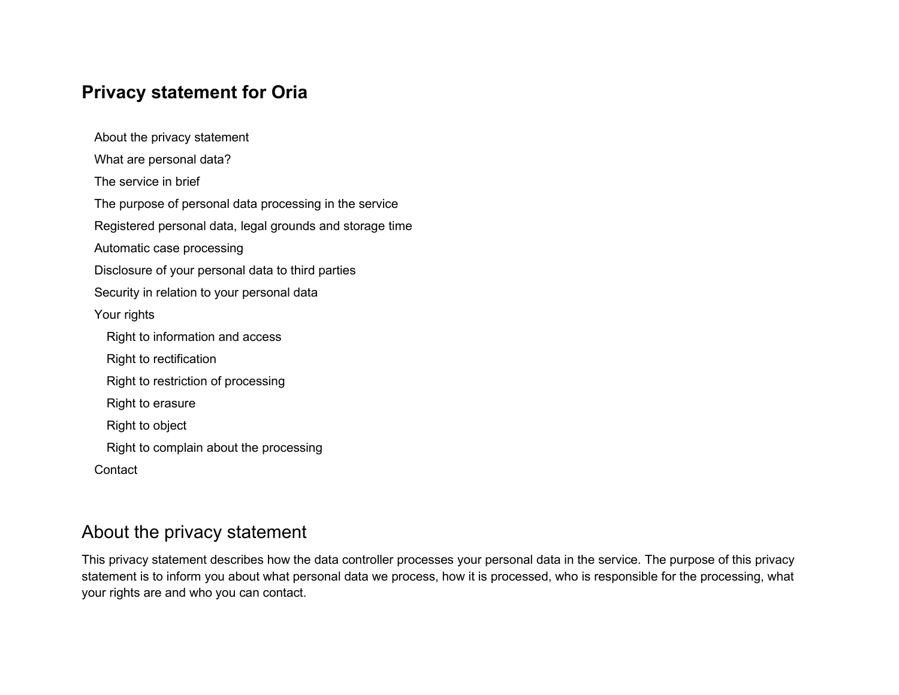# Privacy statement for Oria

- About the privacy statement
- What are personal data?
- The service in brief
- The purpose of personal data processing in the service
- Registered personal data, legal grounds and storage time
- Automatic case processing
- Disclosure of your personal data to third parties
- Security in relation to your personal data
- Your rights
  - Right to information and access
  - Right to rectification
  - Right to restriction of processing
  - Right to erasure
  - Right to object
  - Right to complain about the processing
- Contact

## About the privacy statement

This privacy statement describes how the data controller processes your personal data in the service. The purpose of this privacy statement is to inform you about what personal data we process, how it is processed, who is responsible for the processing, what your rights are and who you can contact.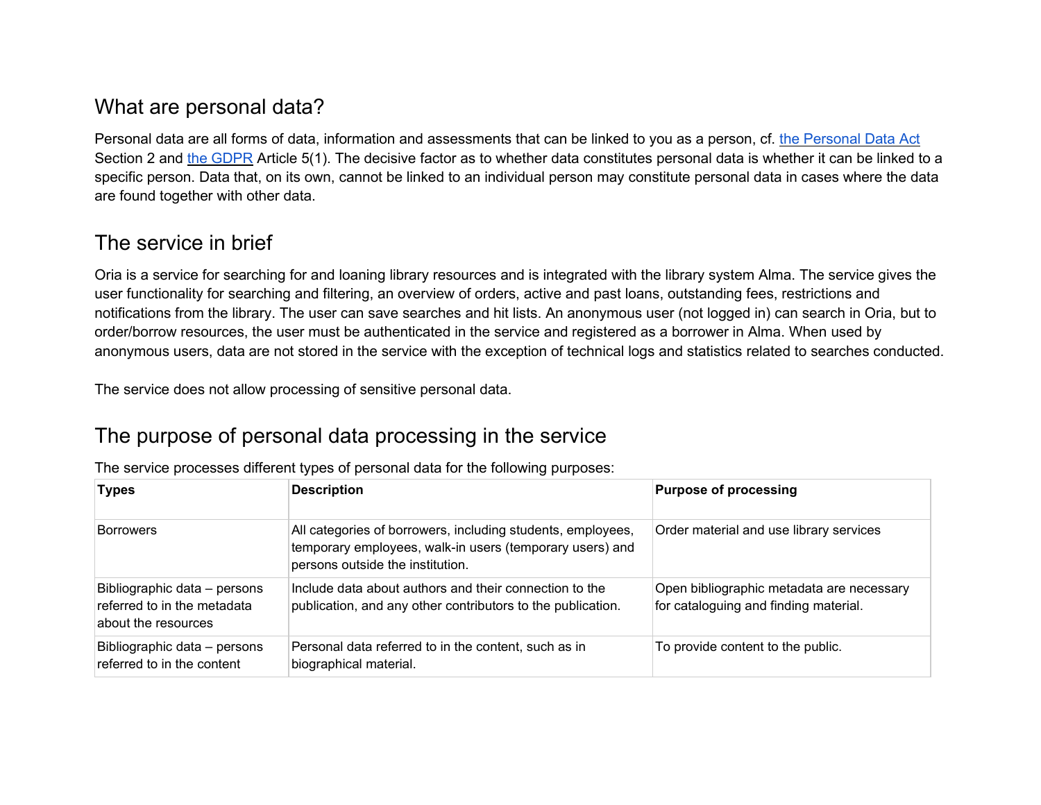## What are personal data?

Personal data are all forms of data, information and assessments that can be linked to you as a person, cf. [the Personal Data Act](#) Section 2 and [the GDPR](#) Article 5(1). The decisive factor as to whether data constitutes personal data is whether it can be linked to a specific person. Data that, on its own, cannot be linked to an individual person may constitute personal data in cases where the data are found together with other data.

## The service in brief

Oria is a service for searching for and loaning library resources and is integrated with the library system Alma. The service gives the user functionality for searching and filtering, an overview of orders, active and past loans, outstanding fees, restrictions and notifications from the library. The user can save searches and hit lists. An anonymous user (not logged in) can search in Oria, but to order/borrow resources, the user must be authenticated in the service and registered as a borrower in Alma. When used by anonymous users, data are not stored in the service with the exception of technical logs and statistics related to searches conducted.

The service does not allow processing of sensitive personal data.

## The purpose of personal data processing in the service

The service processes different types of personal data for the following purposes:

| Types | Description | Purpose of processing |
|---|---|---|
| Borrowers | All categories of borrowers, including students, employees, temporary employees, walk-in users (temporary users) and persons outside the institution. | Order material and use library services |
| Bibliographic data – persons referred to in the metadata about the resources | Include data about authors and their connection to the publication, and any other contributors to the publication. | Open bibliographic metadata are necessary for cataloguing and finding material. |
| Bibliographic data – persons referred to in the content | Personal data referred to in the content, such as in biographical material. | To provide content to the public. |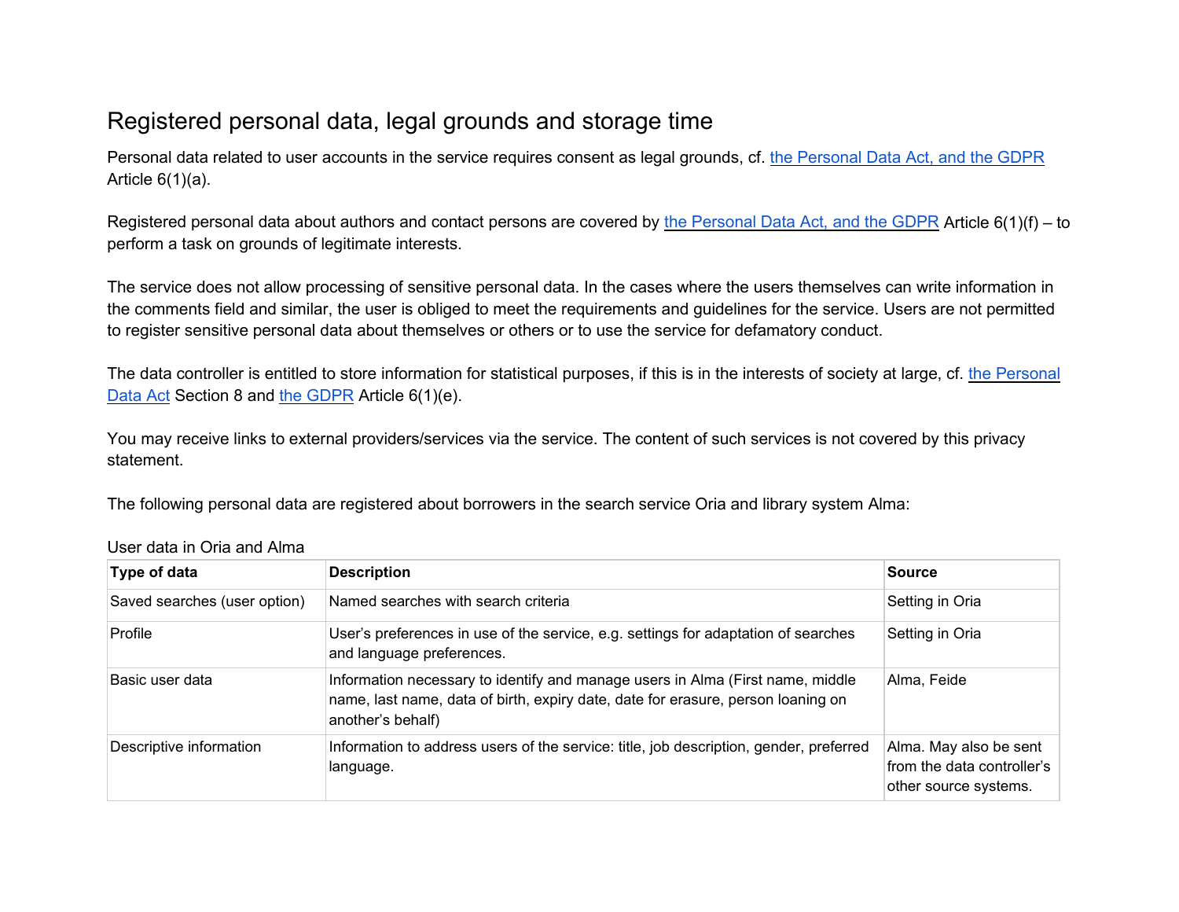## Registered personal data, legal grounds and storage time

Personal data related to user accounts in the service requires consent as legal grounds, cf. the Personal Data Act, and the GDPR Article 6(1)(a).

Registered personal data about authors and contact persons are covered by the Personal Data Act, and the GDPR Article 6(1)(f) – to perform a task on grounds of legitimate interests.

The service does not allow processing of sensitive personal data. In the cases where the users themselves can write information in the comments field and similar, the user is obliged to meet the requirements and guidelines for the service. Users are not permitted to register sensitive personal data about themselves or others or to use the service for defamatory conduct.

The data controller is entitled to store information for statistical purposes, if this is in the interests of society at large, cf. the Personal Data Act Section 8 and the GDPR Article 6(1)(e).

You may receive links to external providers/services via the service. The content of such services is not covered by this privacy statement.

The following personal data are registered about borrowers in the search service Oria and library system Alma:

User data in Oria and Alma

| Type of data | Description | Source |
|---|---|---|
| Saved searches (user option) | Named searches with search criteria | Setting in Oria |
| Profile | User's preferences in use of the service, e.g. settings for adaptation of searches and language preferences. | Setting in Oria |
| Basic user data | Information necessary to identify and manage users in Alma (First name, middle name, last name, data of birth, expiry date, date for erasure, person loaning on another's behalf) | Alma, Feide |
| Descriptive information | Information to address users of the service: title, job description, gender, preferred language. | Alma. May also be sent from the data controller's other source systems. |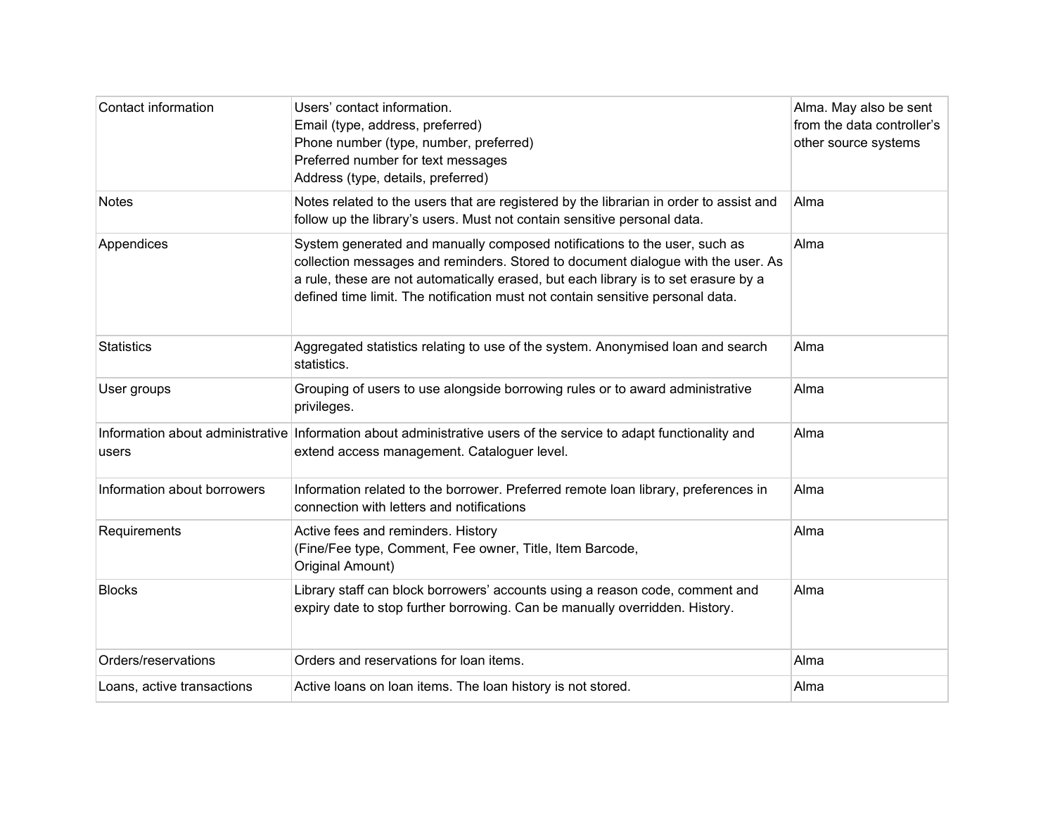| | | |
|---|---|---|
| Contact information | Users' contact information.<br>Email (type, address, preferred)<br>Phone number (type, number, preferred)<br>Preferred number for text messages<br>Address (type, details, preferred) | Alma. May also be sent from the data controller's other source systems |
| Notes | Notes related to the users that are registered by the librarian in order to assist and follow up the library's users. Must not contain sensitive personal data. | Alma |
| Appendices | System generated and manually composed notifications to the user, such as collection messages and reminders. Stored to document dialogue with the user. As a rule, these are not automatically erased, but each library is to set erasure by a defined time limit. The notification must not contain sensitive personal data. | Alma |
| Statistics | Aggregated statistics relating to use of the system. Anonymised loan and search statistics. | Alma |
| User groups | Grouping of users to use alongside borrowing rules or to award administrative privileges. | Alma |
| Information about administrative users | Information about administrative users of the service to adapt functionality and extend access management. Cataloguer level. | Alma |
| Information about borrowers | Information related to the borrower. Preferred remote loan library, preferences in connection with letters and notifications | Alma |
| Requirements | Active fees and reminders. History<br>(Fine/Fee type, Comment, Fee owner, Title, Item Barcode,<br>Original Amount) | Alma |
| Blocks | Library staff can block borrowers' accounts using a reason code, comment and expiry date to stop further borrowing. Can be manually overridden. History. | Alma |
| Orders/reservations | Orders and reservations for loan items. | Alma |
| Loans, active transactions | Active loans on loan items. The loan history is not stored. | Alma |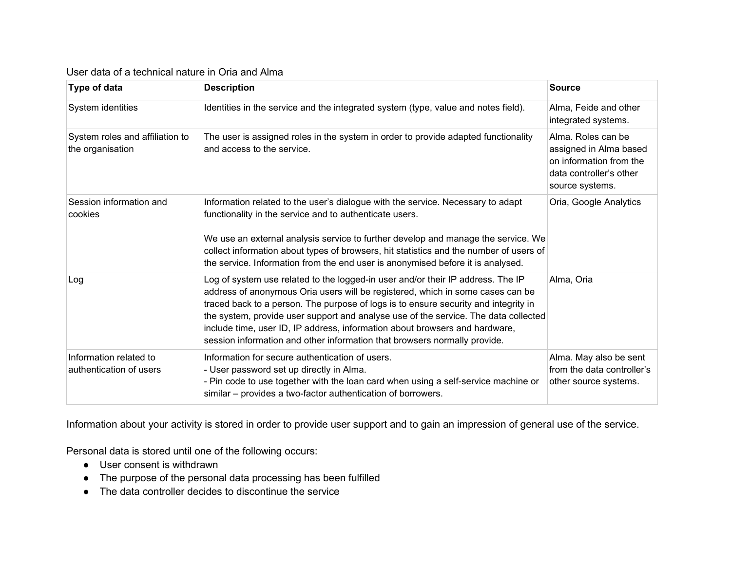User data of a technical nature in Oria and Alma

| Type of data | Description | Source |
|---|---|---|
| System identities | Identities in the service and the integrated system (type, value and notes field). | Alma, Feide and other integrated systems. |
| System roles and affiliation to the organisation | The user is assigned roles in the system in order to provide adapted functionality and access to the service. | Alma. Roles can be assigned in Alma based on information from the data controller's other source systems. |
| Session information and cookies | Information related to the user's dialogue with the service. Necessary to adapt functionality in the service and to authenticate users.<br><br>We use an external analysis service to further develop and manage the service. We collect information about types of browsers, hit statistics and the number of users of the service. Information from the end user is anonymised before it is analysed. | Oria, Google Analytics |
| Log | Log of system use related to the logged-in user and/or their IP address. The IP address of anonymous Oria users will be registered, which in some cases can be traced back to a person. The purpose of logs is to ensure security and integrity in the system, provide user support and analyse use of the service. The data collected include time, user ID, IP address, information about browsers and hardware, session information and other information that browsers normally provide. | Alma, Oria |
| Information related to authentication of users | Information for secure authentication of users.<br>- User password set up directly in Alma.<br>- Pin code to use together with the loan card when using a self-service machine or similar – provides a two-factor authentication of borrowers. | Alma. May also be sent from the data controller's other source systems. |

Information about your activity is stored in order to provide user support and to gain an impression of general use of the service.

Personal data is stored until one of the following occurs:

- User consent is withdrawn
- The purpose of the personal data processing has been fulfilled
- The data controller decides to discontinue the service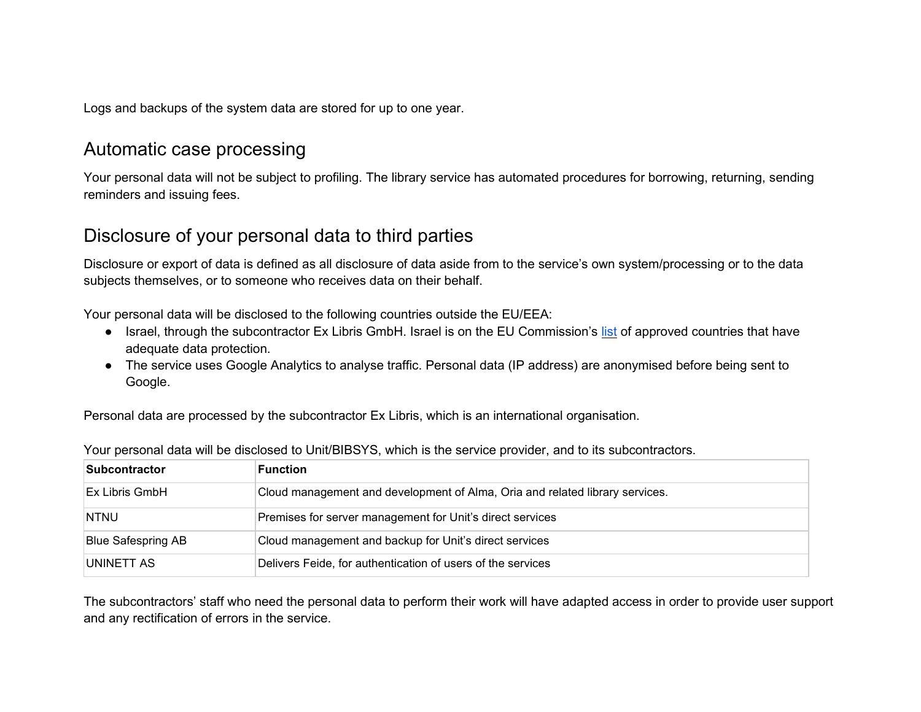Logs and backups of the system data are stored for up to one year.

## Automatic case processing

Your personal data will not be subject to profiling. The library service has automated procedures for borrowing, returning, sending reminders and issuing fees.

## Disclosure of your personal data to third parties

Disclosure or export of data is defined as all disclosure of data aside from to the service's own system/processing or to the data subjects themselves, or to someone who receives data on their behalf.

Your personal data will be disclosed to the following countries outside the EU/EEA:

- Israel, through the subcontractor Ex Libris GmbH. Israel is on the EU Commission's list of approved countries that have adequate data protection.
- The service uses Google Analytics to analyse traffic. Personal data (IP address) are anonymised before being sent to Google.

Personal data are processed by the subcontractor Ex Libris, which is an international organisation.

Your personal data will be disclosed to Unit/BIBSYS, which is the service provider, and to its subcontractors.

| **Subcontractor** | **Function** |
|---|---|
| Ex Libris GmbH | Cloud management and development of Alma, Oria and related library services. |
| NTNU | Premises for server management for Unit's direct services |
| Blue Safespring AB | Cloud management and backup for Unit's direct services |
| UNINETT AS | Delivers Feide, for authentication of users of the services |

The subcontractors' staff who need the personal data to perform their work will have adapted access in order to provide user support and any rectification of errors in the service.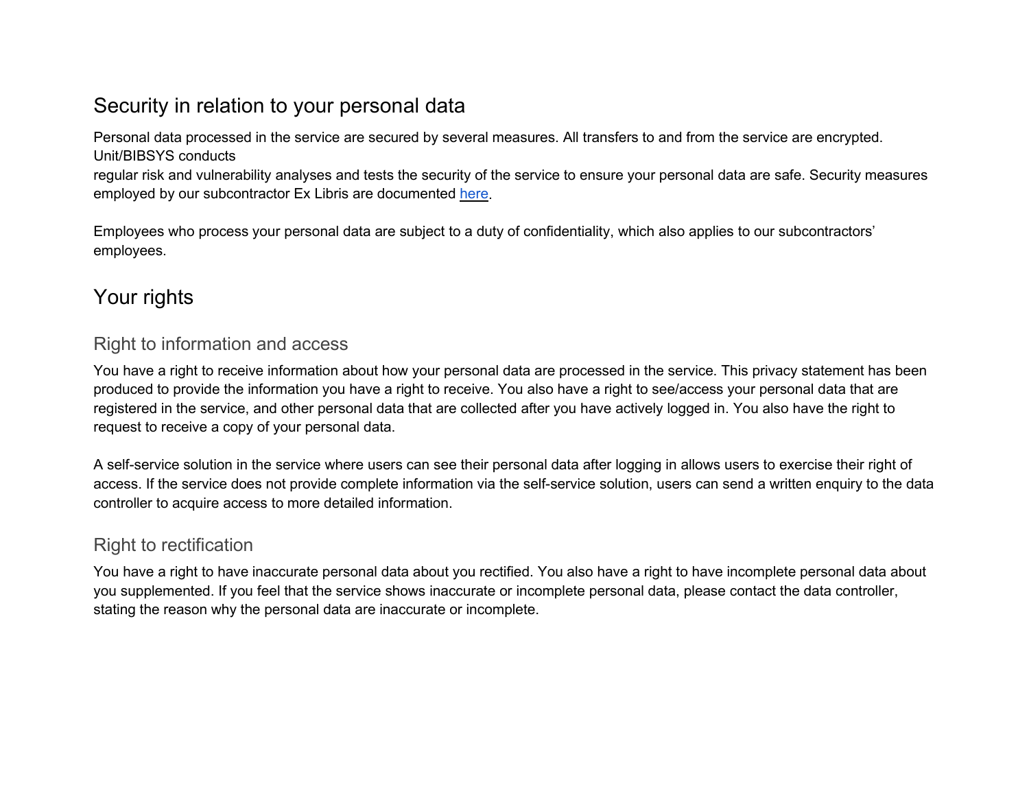## Security in relation to your personal data

Personal data processed in the service are secured by several measures. All transfers to and from the service are encrypted. Unit/BIBSYS conducts regular risk and vulnerability analyses and tests the security of the service to ensure your personal data are safe. Security measures employed by our subcontractor Ex Libris are documented here.

Employees who process your personal data are subject to a duty of confidentiality, which also applies to our subcontractors' employees.

## Your rights

### Right to information and access

You have a right to receive information about how your personal data are processed in the service. This privacy statement has been produced to provide the information you have a right to receive. You also have a right to see/access your personal data that are registered in the service, and other personal data that are collected after you have actively logged in. You also have the right to request to receive a copy of your personal data.

A self-service solution in the service where users can see their personal data after logging in allows users to exercise their right of access. If the service does not provide complete information via the self-service solution, users can send a written enquiry to the data controller to acquire access to more detailed information.

### Right to rectification

You have a right to have inaccurate personal data about you rectified. You also have a right to have incomplete personal data about you supplemented. If you feel that the service shows inaccurate or incomplete personal data, please contact the data controller, stating the reason why the personal data are inaccurate or incomplete.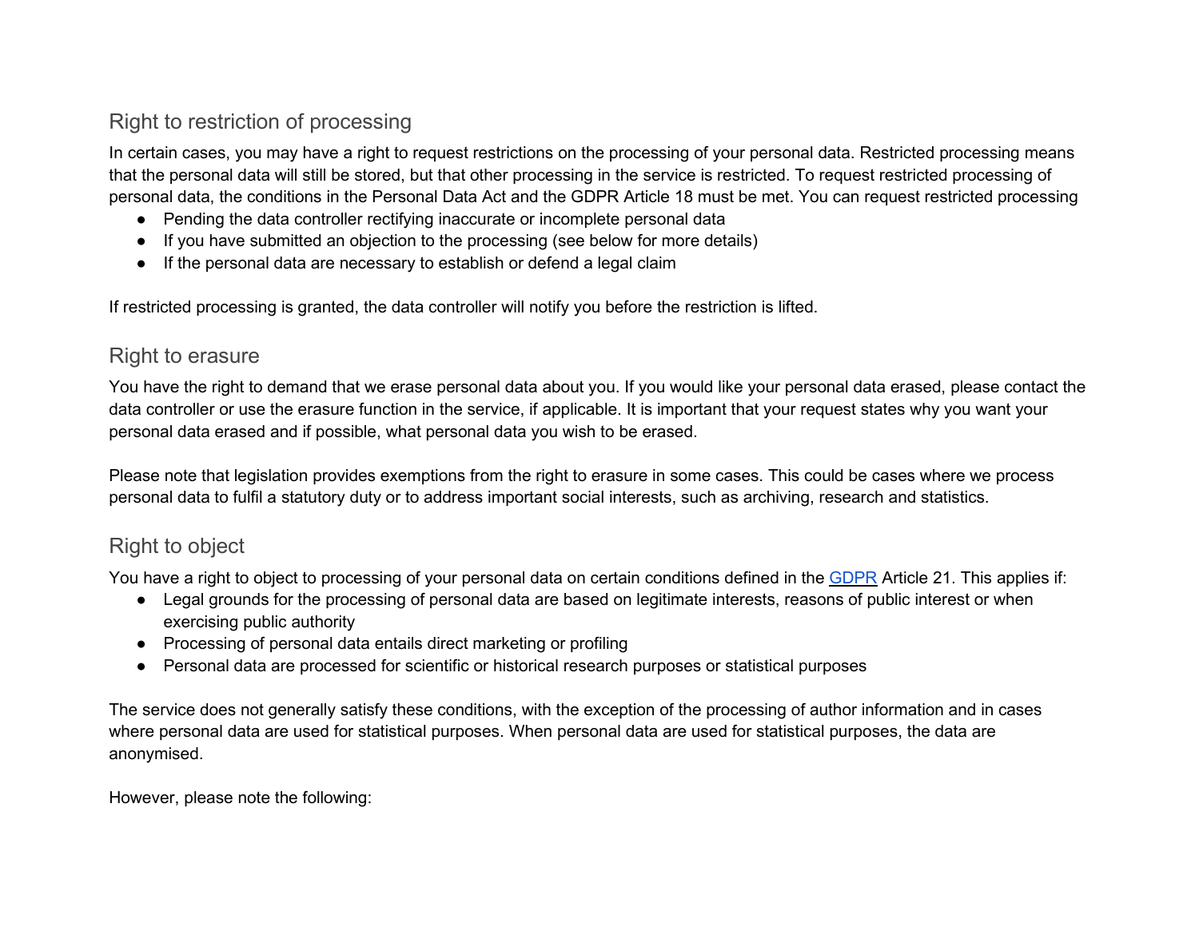## Right to restriction of processing

In certain cases, you may have a right to request restrictions on the processing of your personal data. Restricted processing means that the personal data will still be stored, but that other processing in the service is restricted. To request restricted processing of personal data, the conditions in the Personal Data Act and the GDPR Article 18 must be met. You can request restricted processing

- Pending the data controller rectifying inaccurate or incomplete personal data
- If you have submitted an objection to the processing (see below for more details)
- If the personal data are necessary to establish or defend a legal claim

If restricted processing is granted, the data controller will notify you before the restriction is lifted.

## Right to erasure

You have the right to demand that we erase personal data about you. If you would like your personal data erased, please contact the data controller or use the erasure function in the service, if applicable. It is important that your request states why you want your personal data erased and if possible, what personal data you wish to be erased.

Please note that legislation provides exemptions from the right to erasure in some cases. This could be cases where we process personal data to fulfil a statutory duty or to address important social interests, such as archiving, research and statistics.

## Right to object

You have a right to object to processing of your personal data on certain conditions defined in the GDPR Article 21. This applies if:

- Legal grounds for the processing of personal data are based on legitimate interests, reasons of public interest or when exercising public authority
- Processing of personal data entails direct marketing or profiling
- Personal data are processed for scientific or historical research purposes or statistical purposes

The service does not generally satisfy these conditions, with the exception of the processing of author information and in cases where personal data are used for statistical purposes. When personal data are used for statistical purposes, the data are anonymised.

However, please note the following: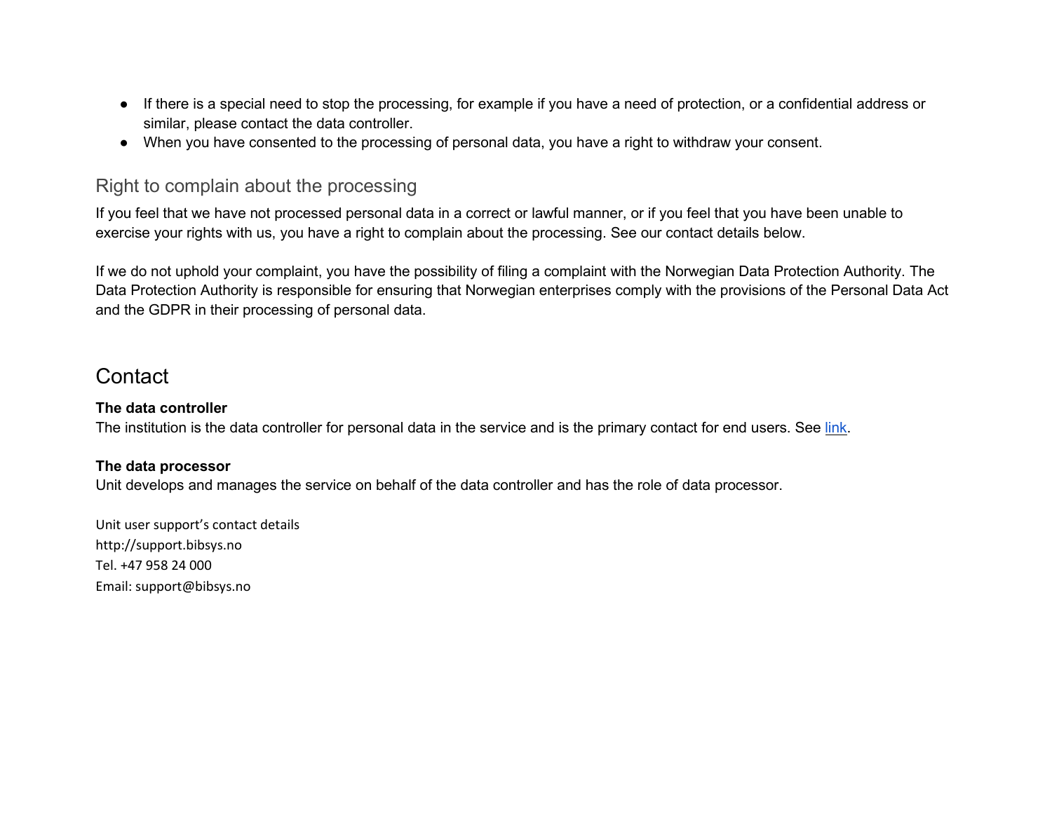- If there is a special need to stop the processing, for example if you have a need of protection, or a confidential address or similar, please contact the data controller.
- When you have consented to the processing of personal data, you have a right to withdraw your consent.

### Right to complain about the processing

If you feel that we have not processed personal data in a correct or lawful manner, or if you feel that you have been unable to exercise your rights with us, you have a right to complain about the processing. See our contact details below.

If we do not uphold your complaint, you have the possibility of filing a complaint with the Norwegian Data Protection Authority. The Data Protection Authority is responsible for ensuring that Norwegian enterprises comply with the provisions of the Personal Data Act and the GDPR in their processing of personal data.

## Contact

**The data controller**
The institution is the data controller for personal data in the service and is the primary contact for end users. See link.

**The data processor**
Unit develops and manages the service on behalf of the data controller and has the role of data processor.

Unit user support's contact details
http://support.bibsys.no
Tel. +47 958 24 000
Email: support@bibsys.no